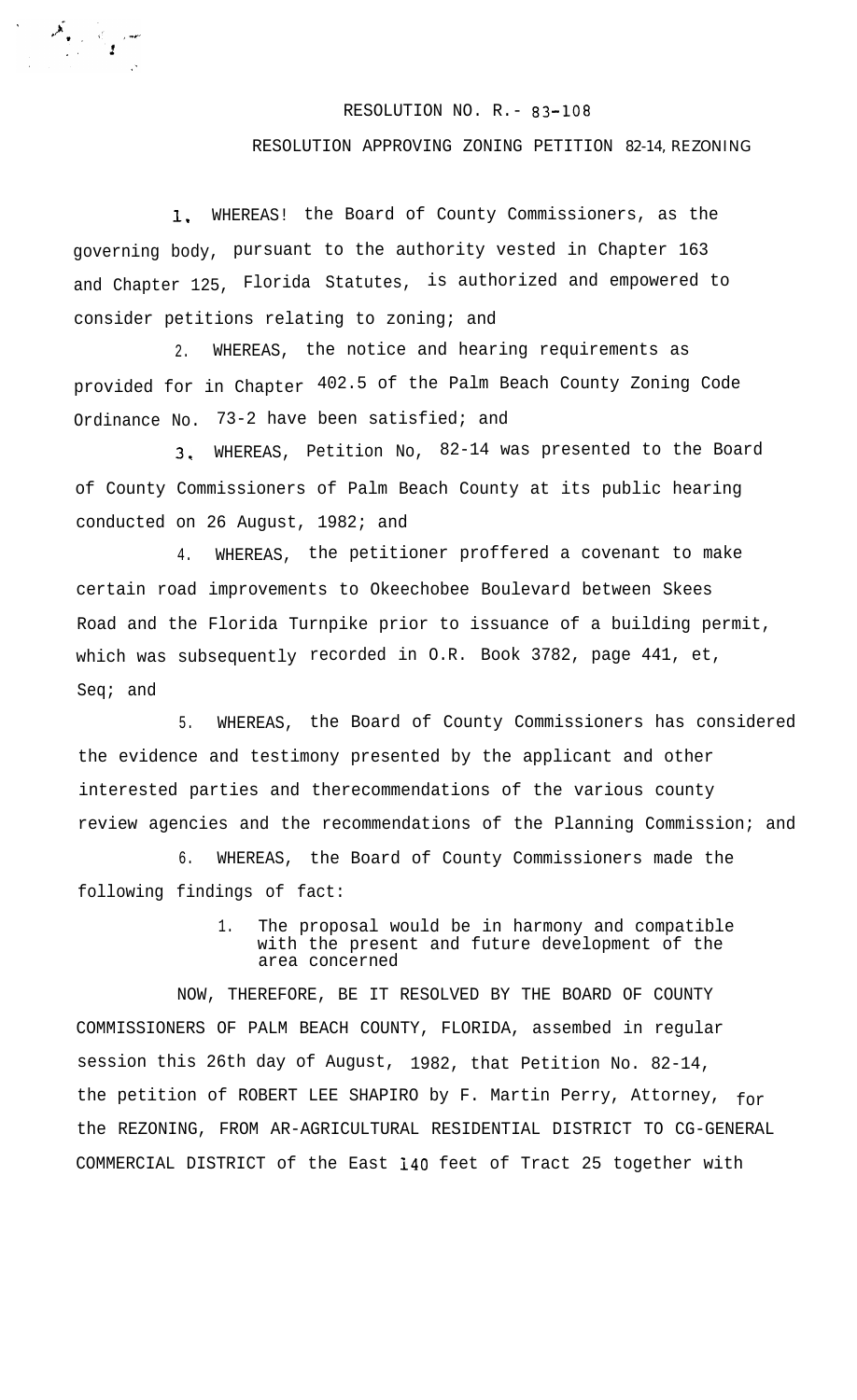RESOLUTION NO. R.- 83-108

RESOLUTION APPROVING ZONING PETITION 82-14, REZONING

1. WHEREAS! the Board of County Commissioners, as the governing body, pursuant to the authority vested in Chapter 163 and Chapter 125, Florida Statutes, is authorized and empowered to consider petitions relating to zoning; and

2. WHEREAS, the notice and hearing requirements as provided for in Chapter 402.5 of the Palm Beach County Zoning Code Ordinance No. 73-2 have been satisfied; and

3. WHEREAS, Petition No, 82-14 was presented to the Board of County Commissioners of Palm Beach County at its public hearing conducted on 26 August, 1982; and

4. WHEREAS, the petitioner proffered a covenant to make certain road improvements to Okeechobee Boulevard between Skees Road and the Florida Turnpike prior to issuance of a building permit, which was subsequently recorded in O.R. Book 3782, page 441, et, Seq; and

5. WHEREAS, the Board of County Commissioners has considered the evidence and testimony presented by the applicant and other interested parties and therecommendations of the various county review agencies and the recommendations of the Planning Commission; and

6. WHEREAS, the Board of County Commissioners made the following findings of fact:

1. The proposal would be in harmony and compatible with the present and future development of the area concerned

NOW, THEREFORE, BE IT RESOLVED BY THE BOARD OF COUNTY COMMISSIONERS OF PALM BEACH COUNTY, FLORIDA, assembed in regular session this 26th day of August, 1982, that Petition No. 82-14, the petition of ROBERT LEE SHAPIRO by F. Martin Perry, Attorney, for the REZONING, FROM AR-AGRICULTURAL RESIDENTIAL DISTRICT TO CG-GENERAL COMMERCIAL DISTRICT of the East 140 feet of Tract 25 together with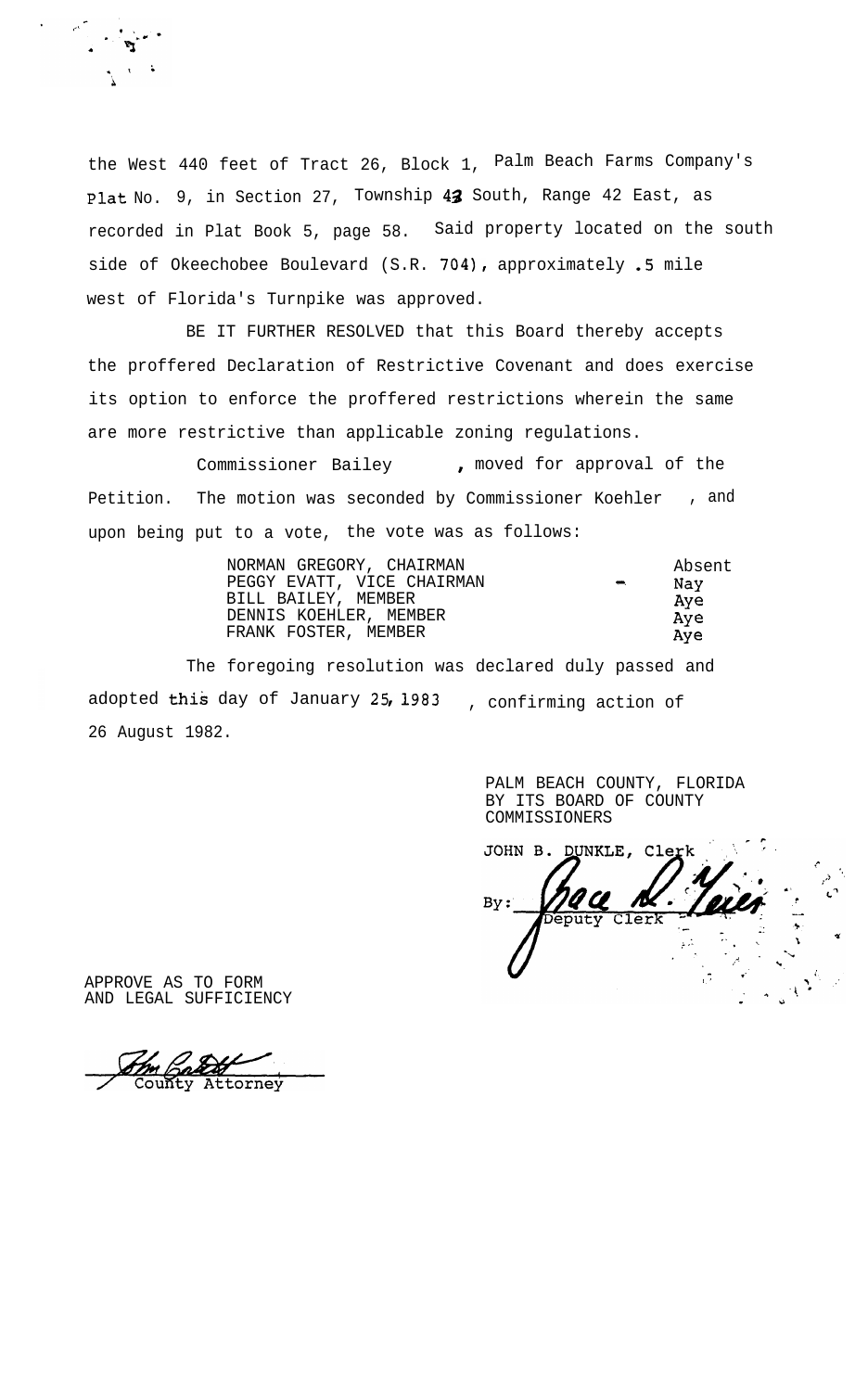the West 440 feet of Tract 26, Block 1, Palm Beach Farms Company's Plat No. 9, in Section 27, Township 43 South, Range 42 East, as recorded in Plat Book 5, page 58. Said property located on the south side of Okeechobee Boulevard (S.R. 704), approximately .5 mile west of Florida's Turnpike was approved.

BE IT FURTHER RESOLVED that this Board thereby accepts the proffered Declaration of Restrictive Covenant and does exercise its option to enforce the proffered restrictions wherein the same are more restrictive than applicable zoning regulations.

Commissioner Bailey, moved for approval of the Petition. The motion was seconded by Commissioner Koehler, and upon being put to a vote, the vote was as follows:

| | |
|---|---|
| NORMAN GREGORY, CHAIRMAN | Absent |
| PEGGY EVATT, VICE CHAIRMAN | Nay |
| BILL BAILEY, MEMBER | Aye |
| DENNIS KOEHLER, MEMBER | Aye |
| FRANK FOSTER, MEMBER | Aye |

The foregoing resolution was declared duly passed and adopted this day of January 25, 1983, confirming action of 26 August 1982.

PALM BEACH COUNTY, FLORIDA
BY ITS BOARD OF COUNTY COMMISSIONERS

JOHN B. DUNKLE, Clerk

By: ____________________
Deputy Clerk

APPROVE AS TO FORM
AND LEGAL SUFFICIENCY

____________________
County Attorney